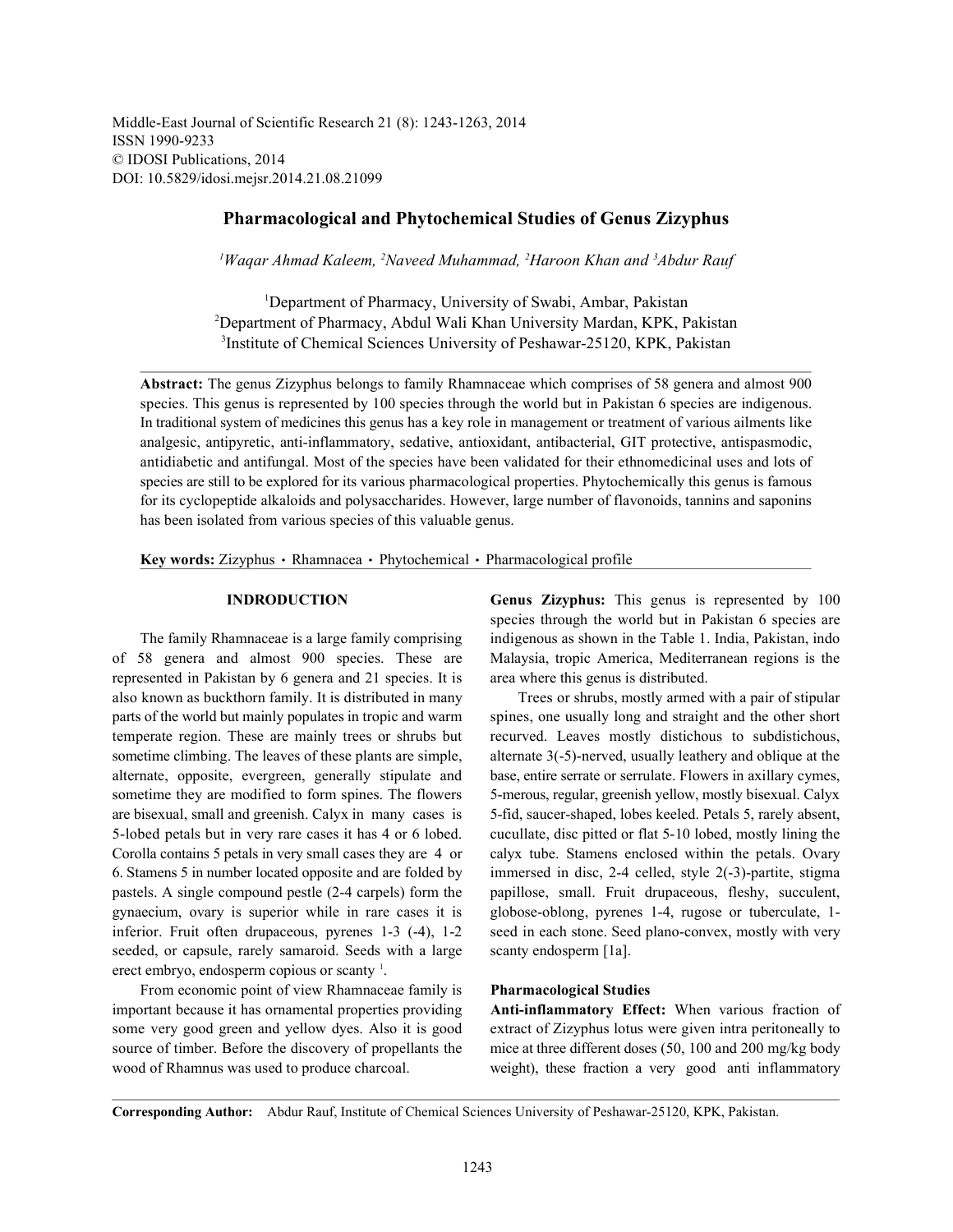Middle-East Journal of Scientific Research 21 (8): 1243-1263, 2014
ISSN 1990-9233
© IDOSI Publications, 2014
DOI: 10.5829/idosi.mejsr.2014.21.08.21099

# Pharmacological and Phytochemical Studies of Genus Zizyphus

*[1]Waqar Ahmad Kaleem, [2]Naveed Muhammad, [2]Haroon Khan and [3]Abdur Rauf*

[1]Department of Pharmacy, University of Swabi, Ambar, Pakistan
[2]Department of Pharmacy, Abdul Wali Khan University Mardan, KPK, Pakistan
[3]Institute of Chemical Sciences University of Peshawar-25120, KPK, Pakistan

**Abstract:** The genus Zizyphus belongs to family Rhamnaceae which comprises of 58 genera and almost 900 species. This genus is represented by 100 species through the world but in Pakistan 6 species are indigenous. In traditional system of medicines this genus has a key role in management or treatment of various ailments like analgesic, antipyretic, anti-inflammatory, sedative, antioxidant, antibacterial, GIT protective, antispasmodic, antidiabetic and antifungal. Most of the species have been validated for their ethnomedicinal uses and lots of species are still to be explored for its various pharmacological properties. Phytochemically this genus is famous for its cyclopeptide alkaloids and polysaccharides. However, large number of flavonoids, tannins and saponins has been isolated from various species of this valuable genus.

**Key words:** Zizyphus · Rhamnacea · Phytochemical · Pharmacological profile

## INDRODUCTION

The family Rhamnaceae is a large family comprising of 58 genera and almost 900 species. These are represented in Pakistan by 6 genera and 21 species. It is also known as buckthorn family. It is distributed in many parts of the world but mainly populates in tropic and warm temperate region. These are mainly trees or shrubs but sometime climbing. The leaves of these plants are simple, alternate, opposite, evergreen, generally stipulate and sometime they are modified to form spines. The flowers are bisexual, small and greenish. Calyx in many cases is 5-lobed petals but in very rare cases it has 4 or 6 lobed. Corolla contains 5 petals in very small cases they are 4 or 6. Stamens 5 in number located opposite and are folded by pastels. A single compound pestle (2-4 carpels) form the gynaecium, ovary is superior while in rare cases it is inferior. Fruit often drupaceous, pyrenes 1-3 (-4), 1-2 seeded, or capsule, rarely samaroid. Seeds with a large erect embryo, endosperm copious or scanty [1].

From economic point of view Rhamnaceae family is important because it has ornamental properties providing some very good green and yellow dyes. Also it is good source of timber. Before the discovery of propellants the wood of Rhamnus was used to produce charcoal.

**Genus Zizyphus:** This genus is represented by 100 species through the world but in Pakistan 6 species are indigenous as shown in the Table 1. India, Pakistan, indo Malaysia, tropic America, Mediterranean regions is the area where this genus is distributed.

Trees or shrubs, mostly armed with a pair of stipular spines, one usually long and straight and the other short recurved. Leaves mostly distichous to subdistichous, alternate 3(-5)-nerved, usually leathery and oblique at the base, entire serrate or serrulate. Flowers in axillary cymes, 5-merous, regular, greenish yellow, mostly bisexual. Calyx 5-fid, saucer-shaped, lobes keeled. Petals 5, rarely absent, cucullate, disc pitted or flat 5-10 lobed, mostly lining the calyx tube. Stamens enclosed within the petals. Ovary immersed in disc, 2-4 celled, style 2(-3)-partite, stigma papillose, small. Fruit drupaceous, fleshy, succulent, globose-oblong, pyrenes 1-4, rugose or tuberculate, 1-seed in each stone. Seed plano-convex, mostly with very scanty endosperm [1a].

## Pharmacological Studies

**Anti-inflammatory Effect:** When various fraction of extract of Zizyphus lotus were given intra peritoneally to mice at three different doses (50, 100 and 200 mg/kg body weight), these fraction a very good anti inflammatory

**Corresponding Author:** Abdur Rauf, Institute of Chemical Sciences University of Peshawar-25120, KPK, Pakistan.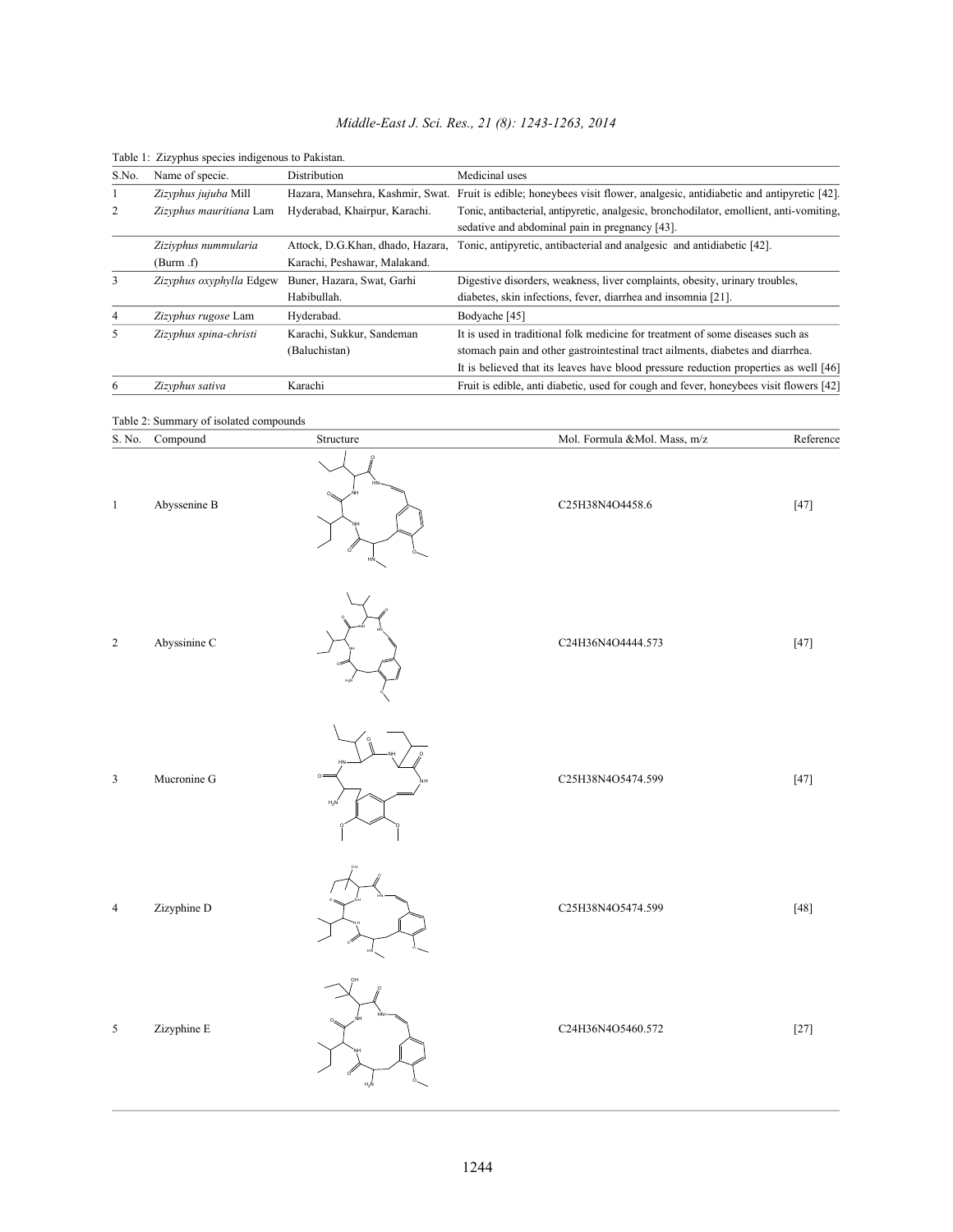Table 1: Zizyphus species indigenous to Pakistan.

| S.No. | Name of specie. | Distribution | Medicinal uses |
|---|---|---|---|
| 1 | *Zizyphus jujuba* Mill | Hazara, Mansehra, Kashmir, Swat. | Fruit is edible; honeybees visit flower, analgesic, antidiabetic and antipyretic [42]. |
| 2 | *Zizyphus mauritiana* Lam | Hyderabad, Khairpur, Karachi. | Tonic, antibacterial, antipyretic, analgesic, bronchodilator, emollient, anti-vomiting, sedative and abdominal pain in pregnancy [43]. |
| | *Ziziyphus nummularia* (Burm .f) | Attock, D.G.Khan, dhado, Hazara, Karachi, Peshawar, Malakand. | Tonic, antipyretic, antibacterial and analgesic and antidiabetic [42]. |
| 3 | *Zizyphus oxyphylla* Edgew | Buner, Hazara, Swat, Garhi Habibullah. | Digestive disorders, weakness, liver complaints, obesity, urinary troubles, diabetes, skin infections, fever, diarrhea and insomnia [21]. |
| 4 | *Zizyphus rugose* Lam | Hyderabad. | Bodyache [45] |
| 5 | *Zizyphus spina-christi* | Karachi, Sukkur, Sandeman (Baluchistan) | It is used in traditional folk medicine for treatment of some diseases such as stomach pain and other gastrointestinal tract ailments, diabetes and diarrhea. It is believed that its leaves have blood pressure reduction properties as well [46] |
| 6 | *Zizyphus sativa* | Karachi | Fruit is edible, anti diabetic, used for cough and fever, honeybees visit flowers [42] |

Table 2: Summary of isolated compounds

| S. No. | Compound | Structure | Mol. Formula &Mol. Mass, m/z | Reference |
|---|---|---|---|---|
| 1 | Abyssenine B | | $C_{25}H_{38}N_4O_4$ 458.6 | [47] |
| 2 | Abyssinine C | | $C_{24}H_{36}N_4O_4$ 444.573 | [47] |
| 3 | Mucronine G | | $C_{25}H_{38}N_4O_5$ 474.599 | [47] |
| 4 | Zizyphine D | | $C_{25}H_{38}N_4O_5$ 474.599 | [48] |
| 5 | Zizyphine E | | $C_{24}H_{36}N_4O_5$ 460.572 | [27] |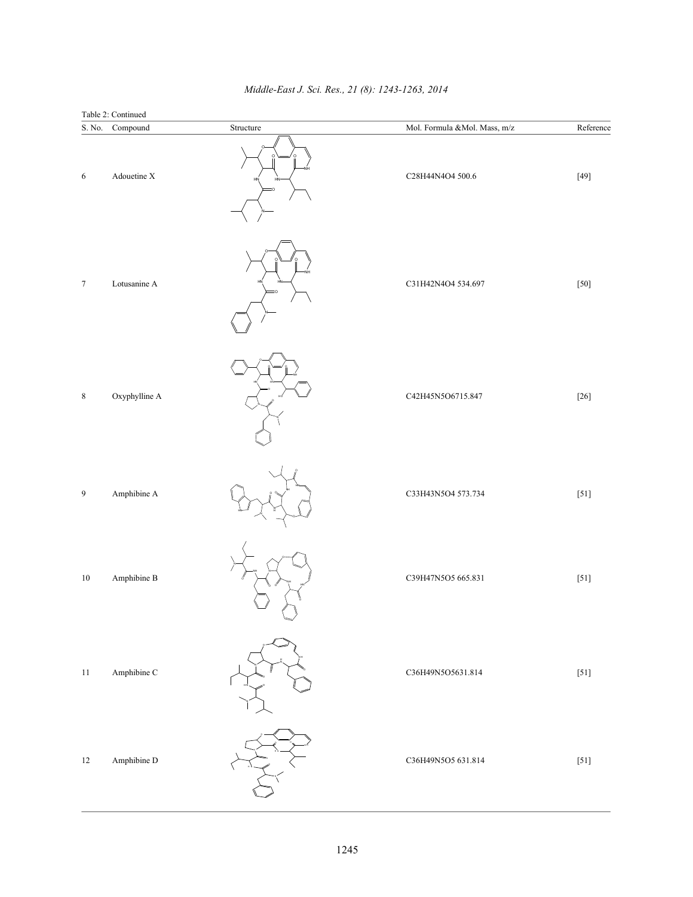Table 2: Continued

| S. No. | Compound | Structure | Mol. Formula &Mol. Mass, m/z | Reference |
|---|---|---|---|---|
| 6 | Adouetine X | | C28H44N4O4 500.6 | [49] |
| 7 | Lotusanine A | | C31H42N4O4 534.697 | [50] |
| 8 | Oxyphylline A | | C42H45N5O6715.847 | [26] |
| 9 | Amphibine A | | C33H43N5O4 573.734 | [51] |
| 10 | Amphibine B | | C39H47N5O5 665.831 | [51] |
| 11 | Amphibine C | | C36H49N5O5631.814 | [51] |
| 12 | Amphibine D | | C36H49N5O5 631.814 | [51] |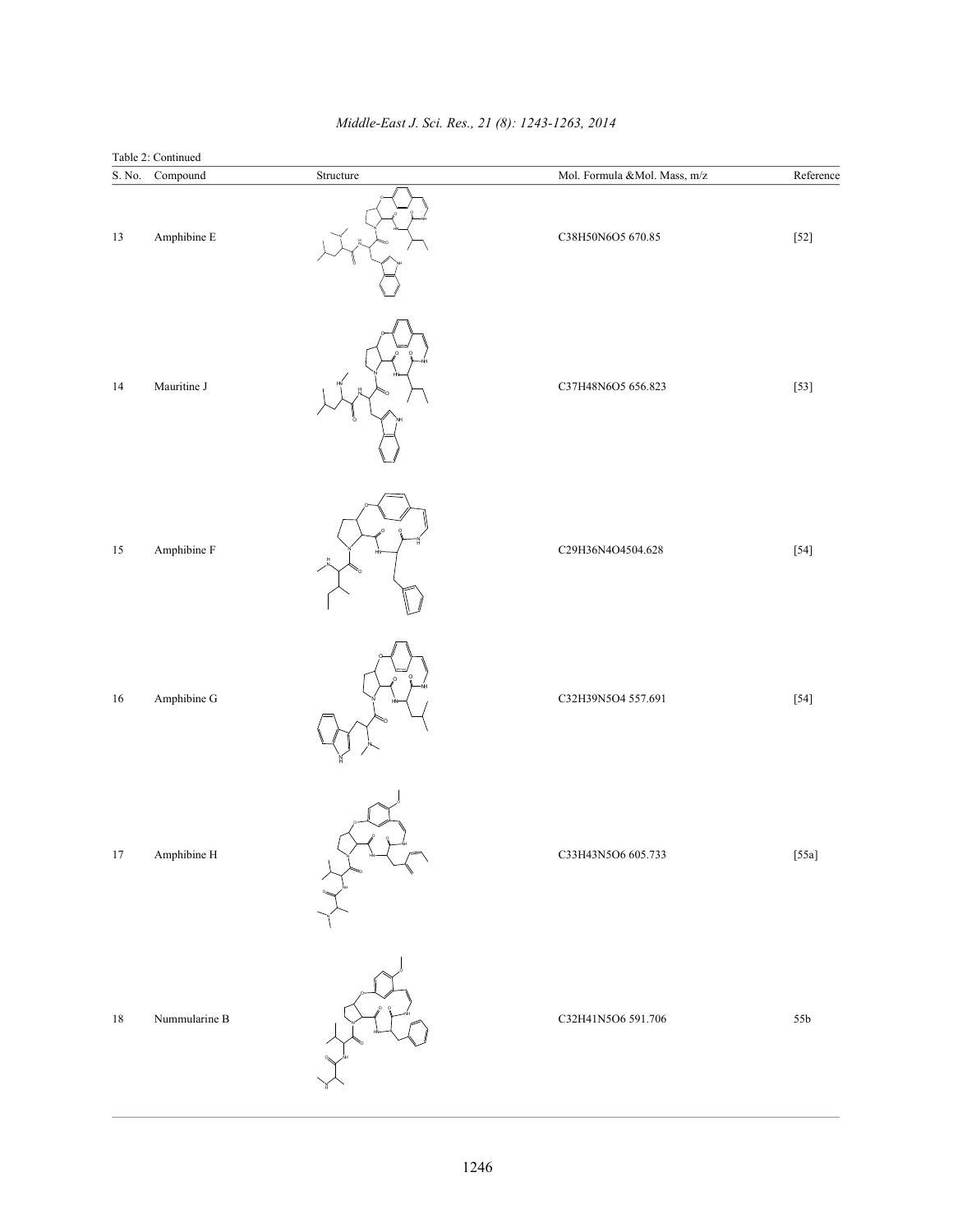Table 2: Continued

| S. No. | Compound | Structure | Mol. Formula &Mol. Mass, m/z | Reference |
|---|---|---|---|---|
| 13 | Amphibine E | | $C_{38}H_{50}N_6O_5$ 670.85 | [52] |
| 14 | Mauritine J | | $C_{37}H_{48}N_6O_5$ 656.823 | [53] |
| 15 | Amphibine F | | $C_{29}H_{36}N_4O_4$504.628 | [54] |
| 16 | Amphibine G | | $C_{32}H_{39}N_5O_4$ 557.691 | [54] |
| 17 | Amphibine H | | $C_{33}H_{43}N_5O_6$ 605.733 | [55a] |
| 18 | Nummularine B | | $C_{32}H_{41}N_5O_6$ 591.706 | 55b |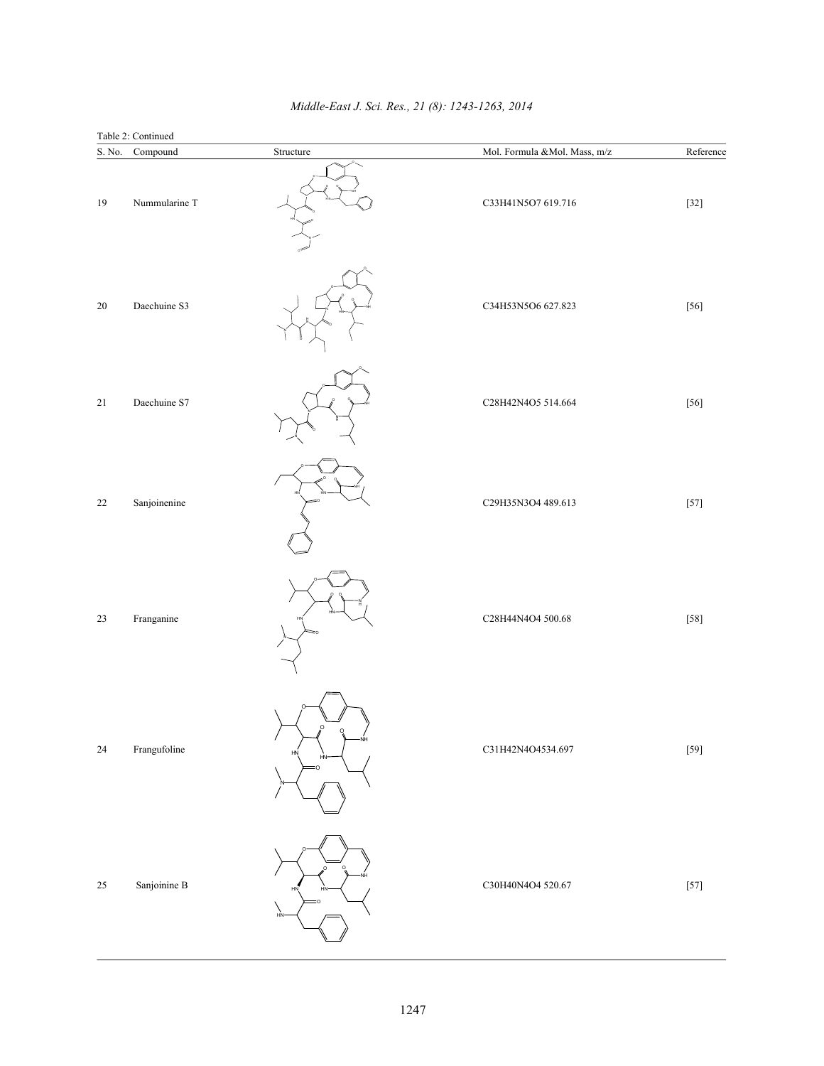Table 2: Continued

| S. No. | Compound | Structure | Mol. Formula &Mol. Mass, m/z | Reference |
|---|---|---|---|---|
| 19 | Nummularine T | | C33H41N5O7 619.716 | [32] |
| 20 | Daechuine S3 | | C34H53N5O6 627.823 | [56] |
| 21 | Daechuine S7 | | C28H42N4O5 514.664 | [56] |
| 22 | Sanjoinenine | | C29H35N3O4 489.613 | [57] |
| 23 | Franganine | | C28H44N4O4 500.68 | [58] |
| 24 | Frangufoline | | C31H42N4O4534.697 | [59] |
| 25 | Sanjoinine B | | C30H40N4O4 520.67 | [57] |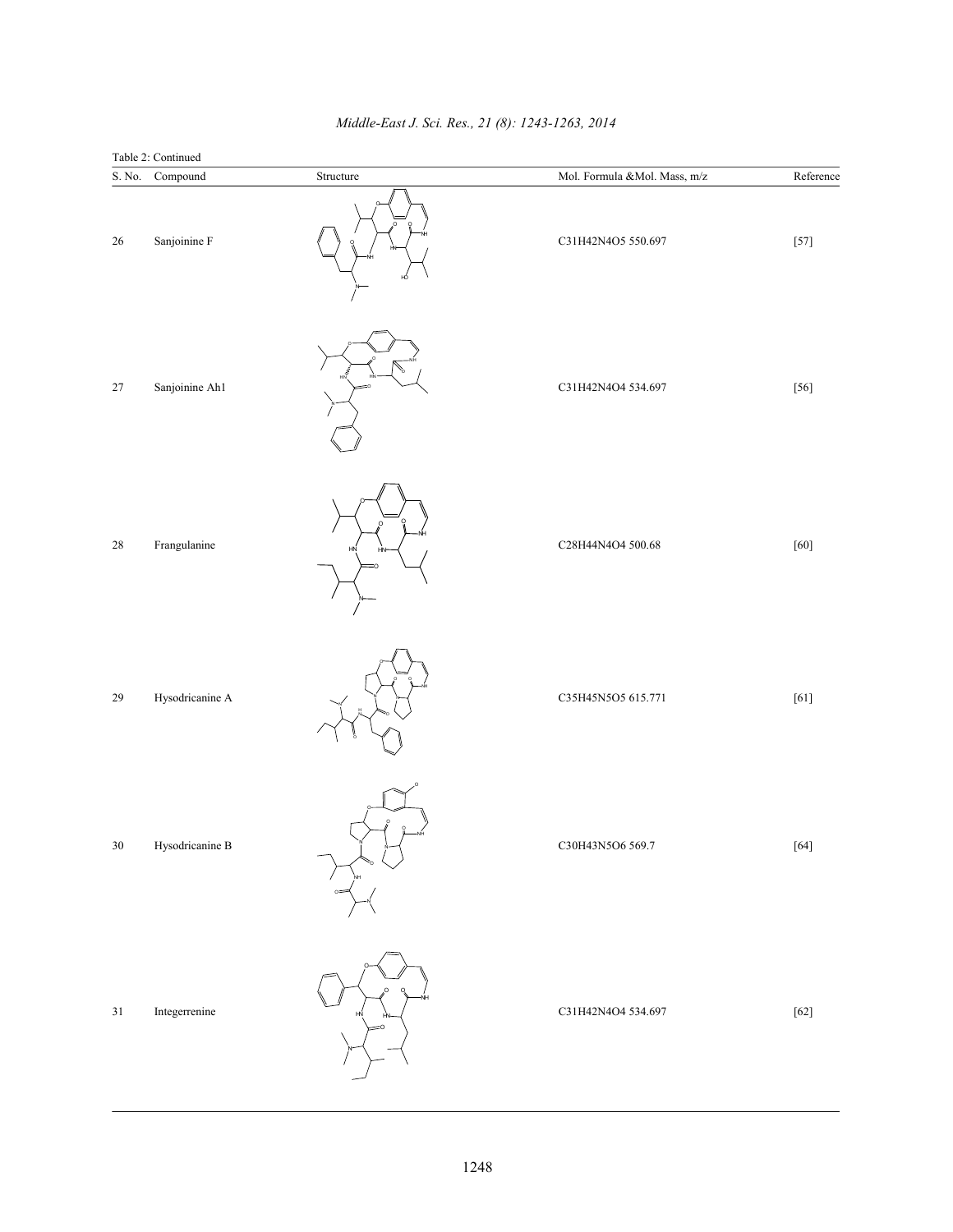Table 2: Continued

| S. No. | Compound | Structure | Mol. Formula &Mol. Mass, m/z | Reference |
|---|---|---|---|---|
| 26 | Sanjoinine F | | C31H42N4O5 550.697 | [57] |
| 27 | Sanjoinine Ah1 | | C31H42N4O4 534.697 | [56] |
| 28 | Frangulanine | | C28H44N4O4 500.68 | [60] |
| 29 | Hysodricanine A | | C35H45N5O5 615.771 | [61] |
| 30 | Hysodricanine B | | C30H43N5O6 569.7 | [64] |
| 31 | Integerrenine | | C31H42N4O4 534.697 | [62] |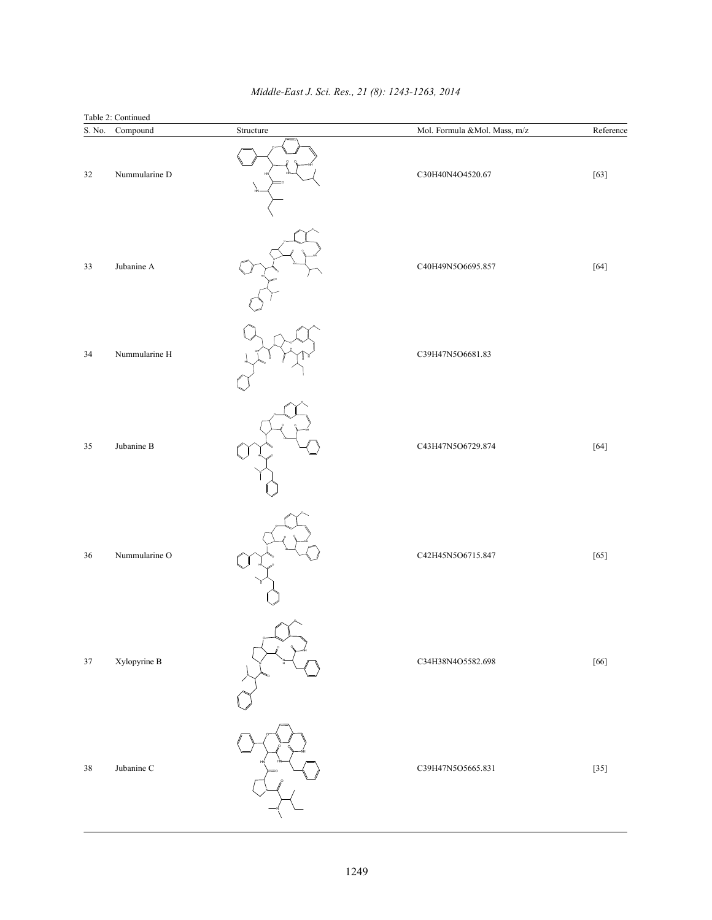Table 2: Continued

| S. No. | Compound | Structure | Mol. Formula &Mol. Mass, m/z | Reference |
|---|---|---|---|---|
| 32 | Nummularine D | | C30H40N4O4520.67 | [63] |
| 33 | Jubanine A | | C40H49N5O6695.857 | [64] |
| 34 | Nummularine H | | C39H47N5O6681.83 | |
| 35 | Jubanine B | | C43H47N5O6729.874 | [64] |
| 36 | Nummularine O | | C42H45N5O6715.847 | [65] |
| 37 | Xylopyrine B | | C34H38N4O5582.698 | [66] |
| 38 | Jubanine C | | C39H47N5O5665.831 | [35] |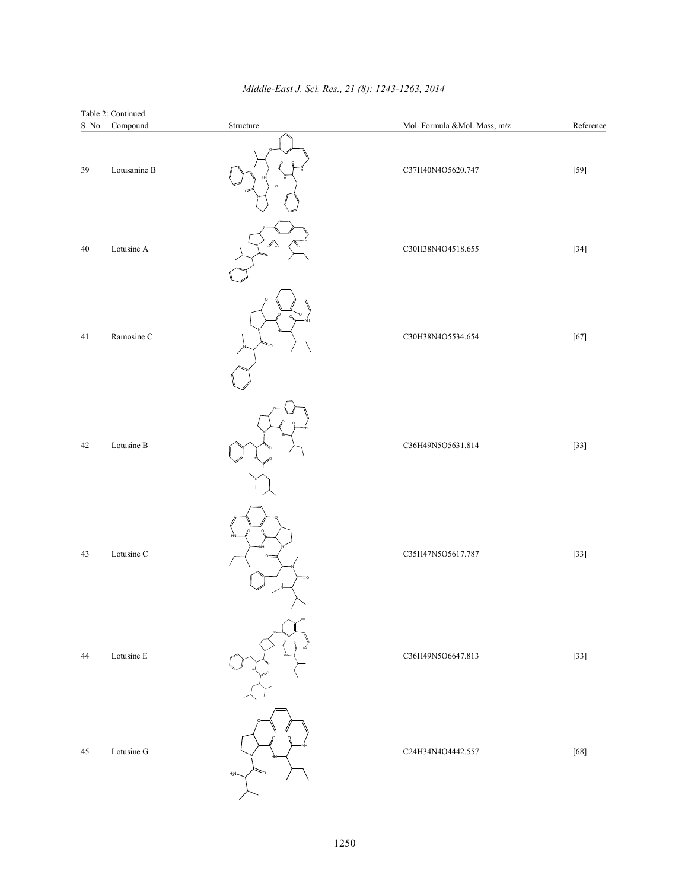Table 2: Continued

| S. No. | Compound | Structure | Mol. Formula &Mol. Mass, m/z | Reference |
|---|---|---|---|---|
| 39 | Lotusanine B | | C37H40N4O5620.747 | [59] |
| 40 | Lotusine A | | C30H38N4O4518.655 | [34] |
| 41 | Ramosine C | | C30H38N4O5534.654 | [67] |
| 42 | Lotusine B | | C36H49N5O5631.814 | [33] |
| 43 | Lotusine C | | C35H47N5O5617.787 | [33] |
| 44 | Lotusine E | | C36H49N5O6647.813 | [33] |
| 45 | Lotusine G | | C24H34N4O4442.557 | [68] |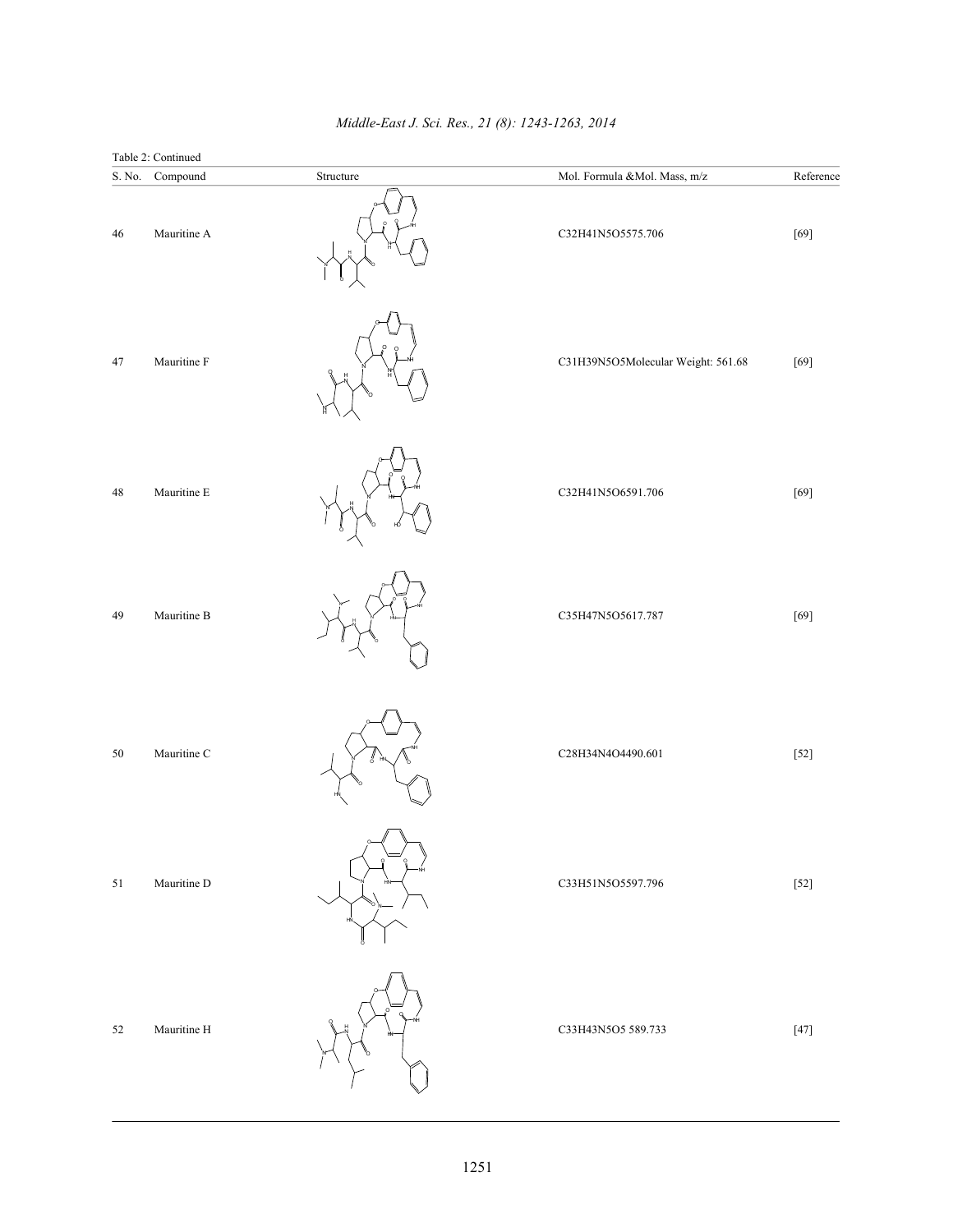Table 2: Continued

| S. No. | Compound | Structure | Mol. Formula &Mol. Mass, m/z | Reference |
|---|---|---|---|---|
| 46 | Mauritine A | | C32H41N5O5575.706 | [69] |
| 47 | Mauritine F | | C31H39N5O5Molecular Weight: 561.68 | [69] |
| 48 | Mauritine E | | C32H41N5O6591.706 | [69] |
| 49 | Mauritine B | | C35H47N5O5617.787 | [69] |
| 50 | Mauritine C | | C28H34N4O4490.601 | [52] |
| 51 | Mauritine D | | C33H51N5O5597.796 | [52] |
| 52 | Mauritine H | | C33H43N5O5 589.733 | [47] |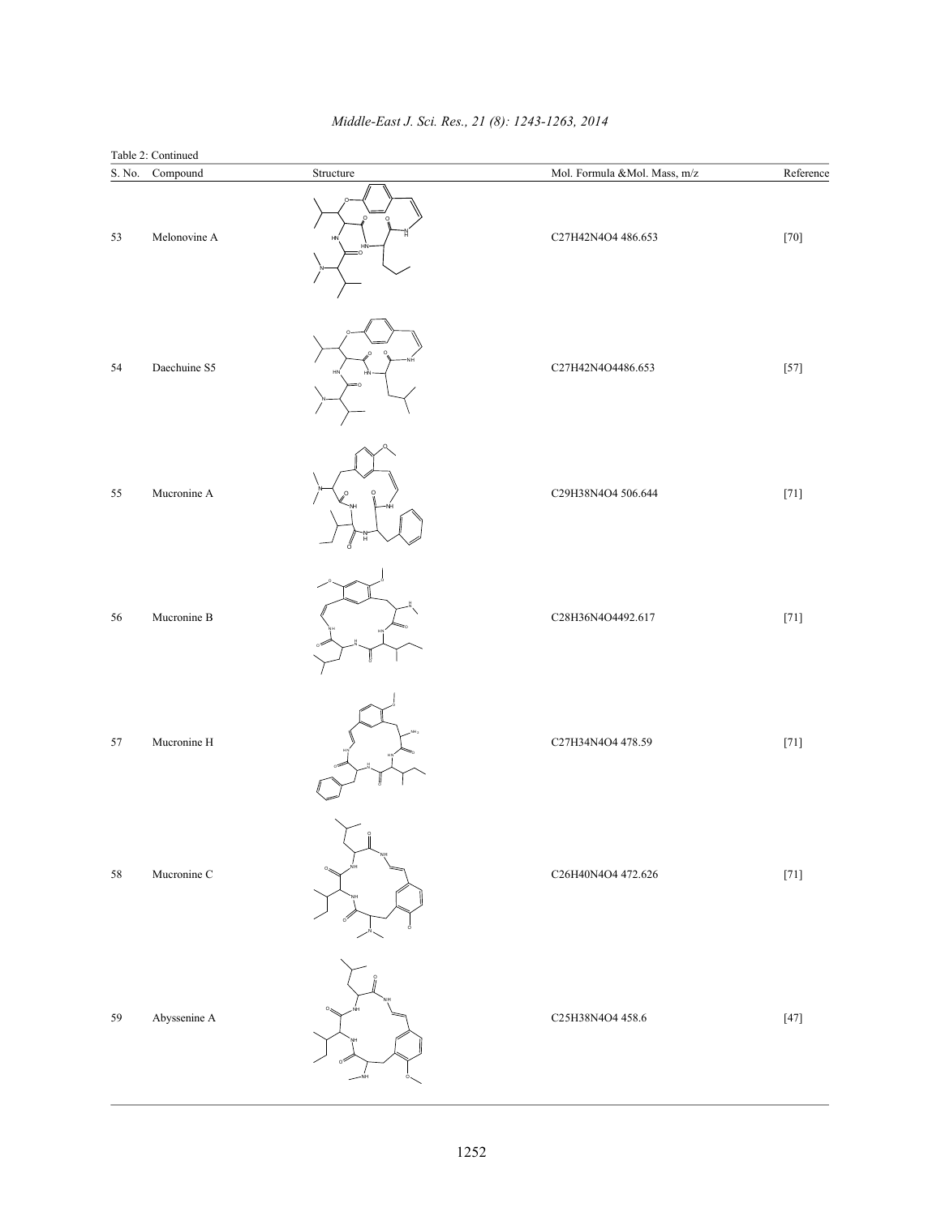Table 2: Continued

| S. No. | Compound | Structure | Mol. Formula &Mol. Mass, m/z | Reference |
|---|---|---|---|---|
| 53 | Melonovine A | | C27H42N4O4 486.653 | [70] |
| 54 | Daechuine S5 | | C27H42N4O4486.653 | [57] |
| 55 | Mucronine A | | C29H38N4O4 506.644 | [71] |
| 56 | Mucronine B | | C28H36N4O4492.617 | [71] |
| 57 | Mucronine H | | C27H34N4O4 478.59 | [71] |
| 58 | Mucronine C | | C26H40N4O4 472.626 | [71] |
| 59 | Abyssenine A | | C25H38N4O4 458.6 | [47] |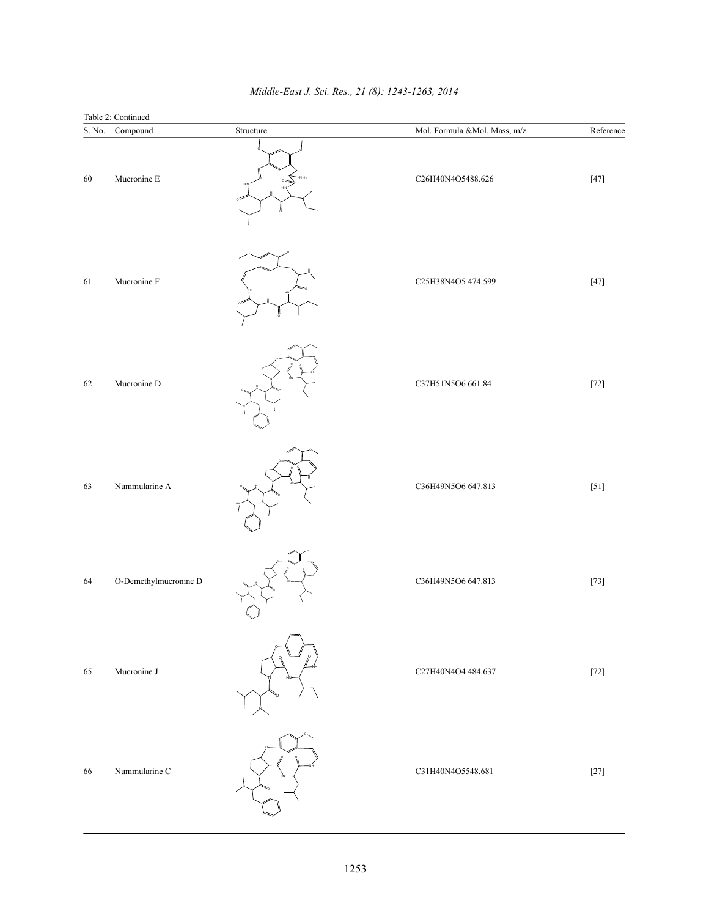Table 2: Continued

| S. No. | Compound | Structure | Mol. Formula &Mol. Mass, m/z | Reference |
|---|---|---|---|---|
| 60 | Mucronine E | | C26H40N4O5488.626 | [47] |
| 61 | Mucronine F | | C25H38N4O5 474.599 | [47] |
| 62 | Mucronine D | | C37H51N5O6 661.84 | [72] |
| 63 | Nummularine A | | C36H49N5O6 647.813 | [51] |
| 64 | O-Demethylmucronine D | | C36H49N5O6 647.813 | [73] |
| 65 | Mucronine J | | C27H40N4O4 484.637 | [72] |
| 66 | Nummularine C | | C31H40N4O5548.681 | [27] |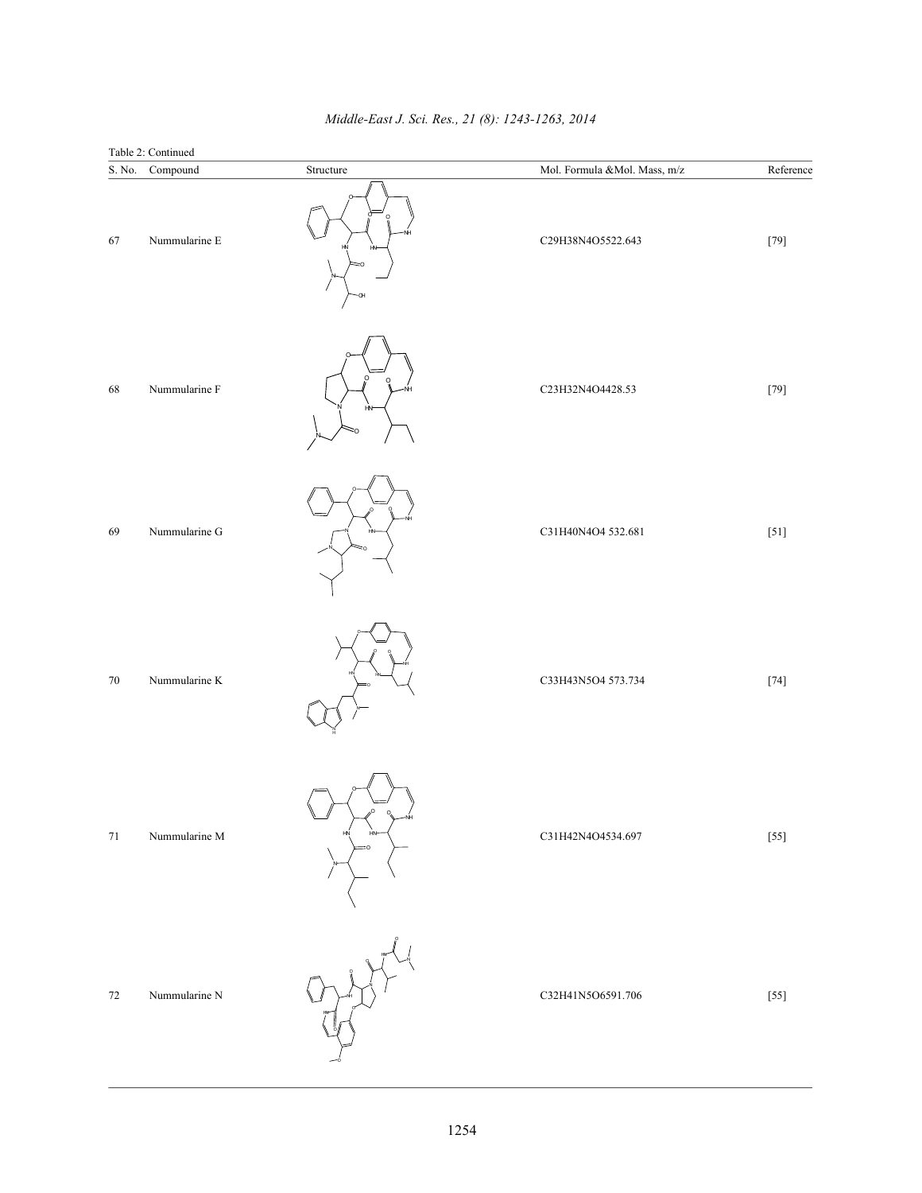Table 2: Continued

| S. No. | Compound | Structure | Mol. Formula &Mol. Mass, m/z | Reference |
|---|---|---|---|---|
| 67 | Nummularine E | | C29H38N4O5522.643 | [79] |
| 68 | Nummularine F | | C23H32N4O4428.53 | [79] |
| 69 | Nummularine G | | C31H40N4O4 532.681 | [51] |
| 70 | Nummularine K | | C33H43N5O4 573.734 | [74] |
| 71 | Nummularine M | | C31H42N4O4534.697 | [55] |
| 72 | Nummularine N | | C32H41N5O6591.706 | [55] |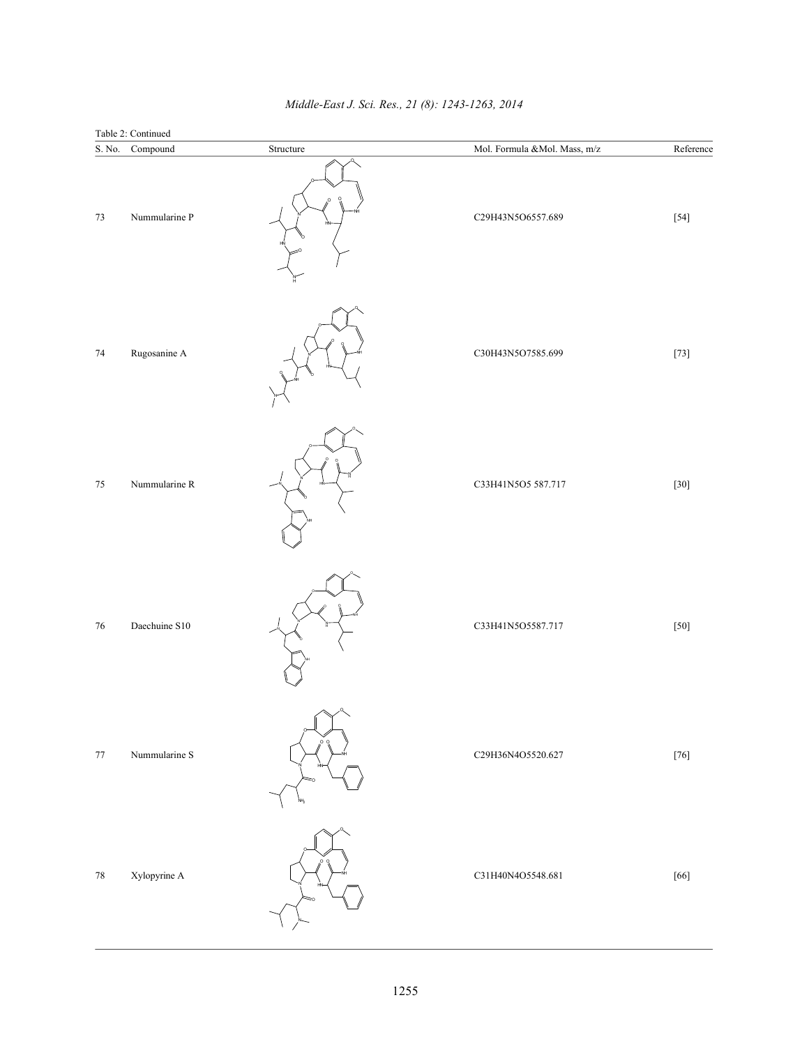Table 2: Continued

| S. No. | Compound | Structure | Mol. Formula &Mol. Mass, m/z | Reference |
|---|---|---|---|---|
| 73 | Nummularine P | | C29H43N5O6557.689 | [54] |
| 74 | Rugosanine A | | C30H43N5O7585.699 | [73] |
| 75 | Nummularine R | | C33H41N5O5 587.717 | [30] |
| 76 | Daechuine S10 | | C33H41N5O5587.717 | [50] |
| 77 | Nummularine S | | C29H36N4O5520.627 | [76] |
| 78 | Xylopyrine A | | C31H40N4O5548.681 | [66] |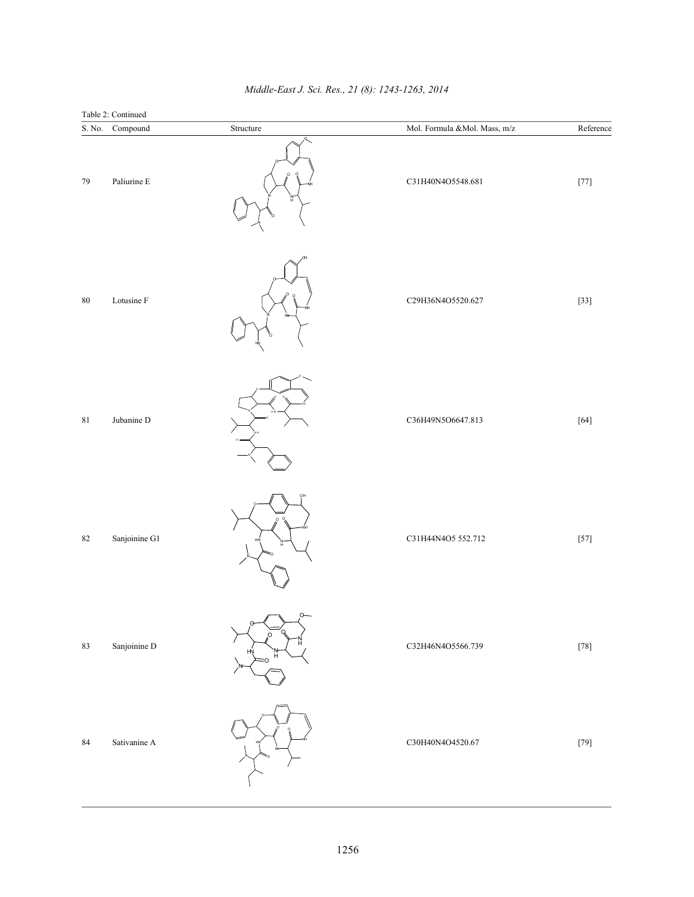Table 2: Continued

| S. No. | Compound | Structure | Mol. Formula &Mol. Mass, m/z | Reference |
|---|---|---|---|---|
| 79 | Paliurine E | | $C_{31}H_{40}N_4O_5$548.681 | [77] |
| 80 | Lotusine F | | $C_{29}H_{36}N_4O_5$520.627 | [33] |
| 81 | Jubanine D | | $C_{36}H_{49}N_5O_6$647.813 | [64] |
| 82 | Sanjoinine G1 | | $C_{31}H_{44}N_4O_5$ 552.712 | [57] |
| 83 | Sanjoinine D | | $C_{32}H_{46}N_4O_5$566.739 | [78] |
| 84 | Sativanine A | | $C_{30}H_{40}N_4O_4$520.67 | [79] |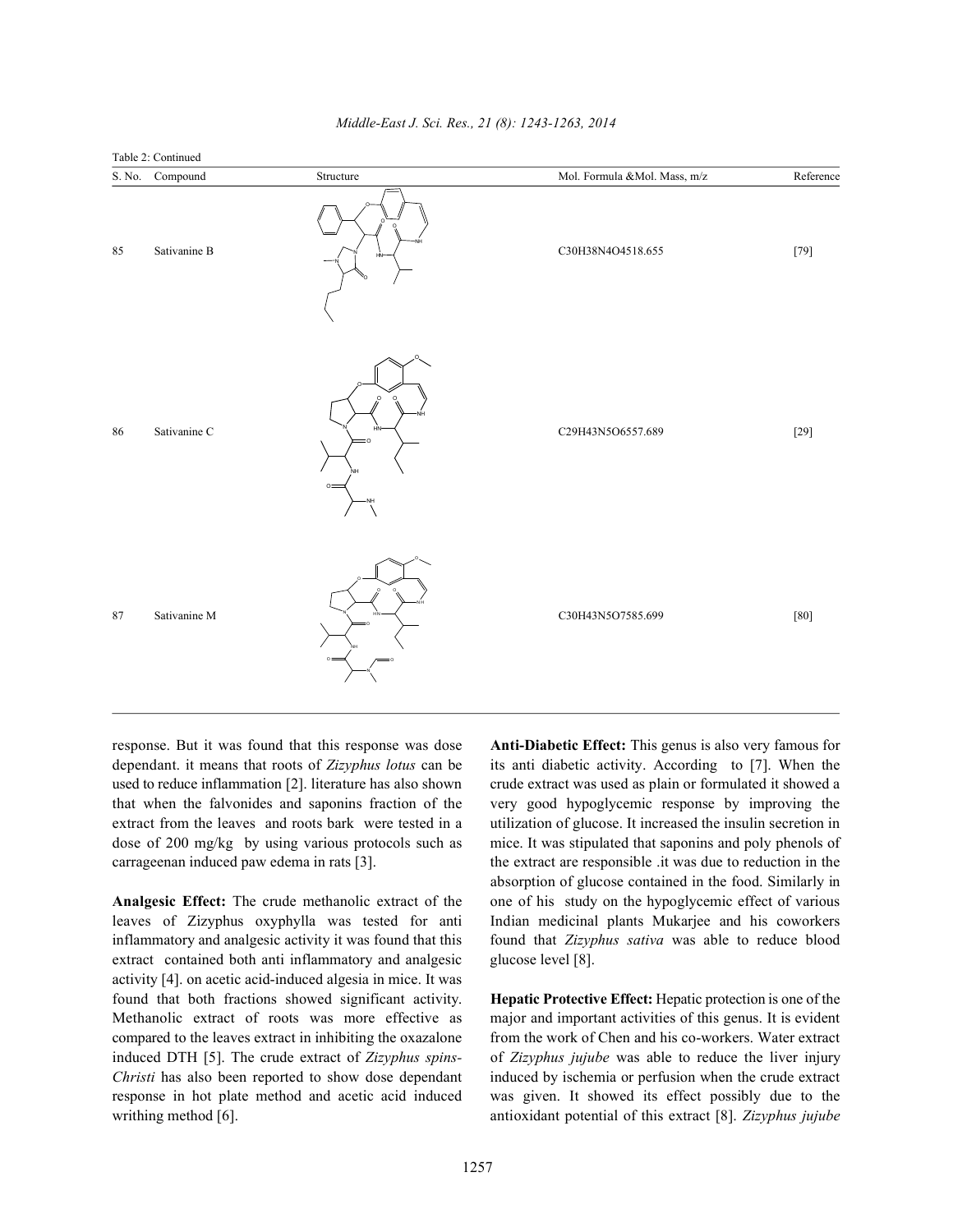Table 2: Continued

| S. No. | Compound | Structure | Mol. Formula &Mol. Mass, m/z | Reference |
|---|---|---|---|---|
| 85 | Sativanine B | | C30H38N4O4518.655 | [79] |
| 86 | Sativanine C | | C29H43N5O6557.689 | [29] |
| 87 | Sativanine M | | C30H43N5O7585.699 | [80] |

response. But it was found that this response was dose dependant. it means that roots of *Zizyphus lotus* can be used to reduce inflammation [2]. literature has also shown that when the falvonides and saponins fraction of the extract from the leaves and roots bark were tested in a dose of 200 mg/kg by using various protocols such as carrageenan induced paw edema in rats [3].

**Analgesic Effect:** The crude methanolic extract of the leaves of Zizyphus oxyphylla was tested for anti inflammatory and analgesic activity it was found that this extract contained both anti inflammatory and analgesic activity [4]. on acetic acid-induced algesia in mice. It was found that both fractions showed significant activity. Methanolic extract of roots was more effective as compared to the leaves extract in inhibiting the oxazalone induced DTH [5]. The crude extract of *Zizyphus spins-Christi* has also been reported to show dose dependant response in hot plate method and acetic acid induced writhing method [6].

**Anti-Diabetic Effect:** This genus is also very famous for its anti diabetic activity. According to [7]. When the crude extract was used as plain or formulated it showed a very good hypoglycemic response by improving the utilization of glucose. It increased the insulin secretion in mice. It was stipulated that saponins and poly phenols of the extract are responsible .it was due to reduction in the absorption of glucose contained in the food. Similarly in one of his study on the hypoglycemic effect of various Indian medicinal plants Mukarjee and his coworkers found that *Zizyphus sativa* was able to reduce blood glucose level [8].

**Hepatic Protective Effect:** Hepatic protection is one of the major and important activities of this genus. It is evident from the work of Chen and his co-workers. Water extract of *Zizyphus jujube* was able to reduce the liver injury induced by ischemia or perfusion when the crude extract was given. It showed its effect possibly due to the antioxidant potential of this extract [8]. *Zizyphus jujube*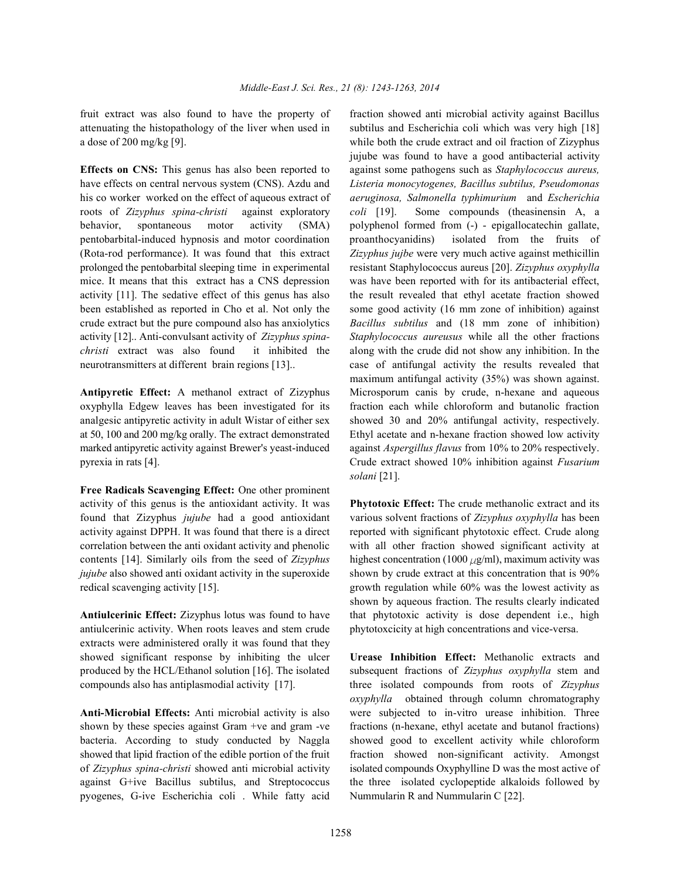fruit extract was also found to have the property of attenuating the histopathology of the liver when used in a dose of 200 mg/kg [9].

**Effects on CNS:** This genus has also been reported to have effects on central nervous system (CNS). Azdu and his co worker worked on the effect of aqueous extract of roots of *Zizyphus spina-christi* against exploratory behavior, spontaneous motor activity (SMA) pentobarbital-induced hypnosis and motor coordination (Rota-rod performance). It was found that this extract prolonged the pentobarbital sleeping time in experimental mice. It means that this extract has a CNS depression activity [11]. The sedative effect of this genus has also been established as reported in Cho et al. Not only the crude extract but the pure compound also has anxiolytics activity [12].. Anti-convulsant activity of *Zizyphus spina-christi* extract was also found it inhibited the neurotransmitters at different brain regions [13]..

**Antipyretic Effect:** A methanol extract of Zizyphus oxyphylla Edgew leaves has been investigated for its analgesic antipyretic activity in adult Wistar of either sex at 50, 100 and 200 mg/kg orally. The extract demonstrated marked antipyretic activity against Brewer's yeast-induced pyrexia in rats [4].

**Free Radicals Scavenging Effect:** One other prominent activity of this genus is the antioxidant activity. It was found that Zizyphus *jujube* had a good antioxidant activity against DPPH. It was found that there is a direct correlation between the anti oxidant activity and phenolic contents [14]. Similarly oils from the seed of *Zizyphus jujube* also showed anti oxidant activity in the superoxide redical scavenging activity [15].

**Antiulcerinic Effect:** Zizyphus lotus was found to have antiulcerinic activity. When roots leaves and stem crude extracts were administered orally it was found that they showed significant response by inhibiting the ulcer produced by the HCL/Ethanol solution [16]. The isolated compounds also has antiplasmodial activity [17].

**Anti-Microbial Effects:** Anti microbial activity is also shown by these species against Gram +ve and gram -ve bacteria. According to study conducted by Naggla showed that lipid fraction of the edible portion of the fruit of *Zizyphus spina-christi* showed anti microbial activity against G+ive Bacillus subtilus, and Streptococcus pyogenes, G-ive Escherichia coli . While fatty acid fraction showed anti microbial activity against Bacillus subtilus and Escherichia coli which was very high [18] while both the crude extract and oil fraction of Zizyphus jujube was found to have a good antibacterial activity against some pathogens such as *Staphylococcus aureus, Listeria monocytogenes, Bacillus subtilus, Pseudomonas aeruginosa, Salmonella typhimurium* and *Escherichia coli* [19]. Some compounds (theasinensin A, a polyphenol formed from (-) - epigallocatechin gallate, proanthocyanidins) isolated from the fruits of *Zizyphus jujbe* were very much active against methicillin resistant Staphylococcus aureus [20]. *Zizyphus oxyphylla* was have been reported with for its antibacterial effect, the result revealed that ethyl acetate fraction showed some good activity (16 mm zone of inhibition) against *Bacillus subtilus* and (18 mm zone of inhibition) *Staphylococcus aureusus* while all the other fractions along with the crude did not show any inhibition. In the case of antifungal activity the results revealed that maximum antifungal activity (35%) was shown against. Microsporum canis by crude, n-hexane and aqueous fraction each while chloroform and butanolic fraction showed 30 and 20% antifungal activity, respectively. Ethyl acetate and n-hexane fraction showed low activity against *Aspergillus flavus* from 10% to 20% respectively. Crude extract showed 10% inhibition against *Fusarium solani* [21].

**Phytotoxic Effect:** The crude methanolic extract and its various solvent fractions of *Zizyphus oxyphylla* has been reported with significant phytotoxic effect. Crude along with all other fraction showed significant activity at highest concentration (1000 $\mu$g/ml), maximum activity was shown by crude extract at this concentration that is 90% growth regulation while 60% was the lowest activity as shown by aqueous fraction. The results clearly indicated that phytotoxic activity is dose dependent i.e., high phytotoxcicity at high concentrations and vice-versa.

**Urease Inhibition Effect:** Methanolic extracts and subsequent fractions of *Zizyphus oxyphylla* stem and three isolated compounds from roots of *Zizyphus oxyphylla* obtained through column chromatography were subjected to in-vitro urease inhibition. Three fractions (n-hexane, ethyl acetate and butanol fractions) showed good to excellent activity while chloroform fraction showed non-significant activity. Amongst isolated compounds Oxyphylline D was the most active of the three isolated cyclopeptide alkaloids followed by Nummularin R and Nummularin C [22].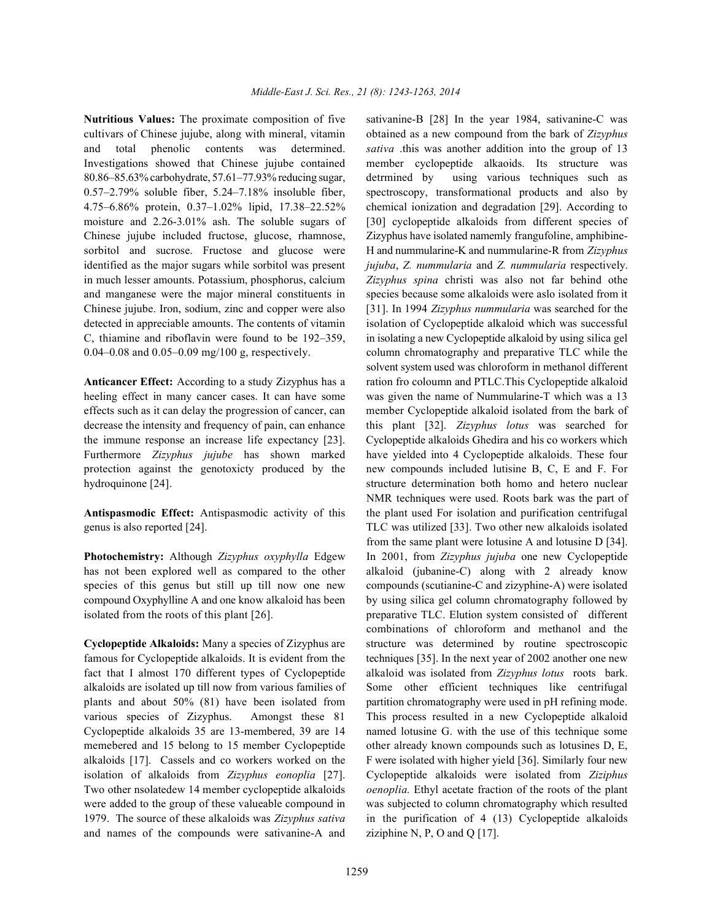**Nutritious Values:** The proximate composition of five cultivars of Chinese jujube, along with mineral, vitamin and total phenolic contents was determined. Investigations showed that Chinese jujube contained 80.86–85.63% carbohydrate, 57.61–77.93% reducing sugar, 0.57–2.79% soluble fiber, 5.24–7.18% insoluble fiber, 4.75–6.86% protein, 0.37–1.02% lipid, 17.38–22.52% moisture and 2.26-3.01% ash. The soluble sugars of Chinese jujube included fructose, glucose, rhamnose, sorbitol and sucrose. Fructose and glucose were identified as the major sugars while sorbitol was present in much lesser amounts. Potassium, phosphorus, calcium and manganese were the major mineral constituents in Chinese jujube. Iron, sodium, zinc and copper were also detected in appreciable amounts. The contents of vitamin C, thiamine and riboflavin were found to be 192–359, 0.04–0.08 and 0.05–0.09 mg/100 g, respectively.

**Anticancer Effect:** According to a study Zizyphus has a heeling effect in many cancer cases. It can have some effects such as it can delay the progression of cancer, can decrease the intensity and frequency of pain, can enhance the immune response an increase life expectancy [23]. Furthermore *Zizyphus jujube* has shown marked protection against the genotoxicty produced by the hydroquinone [24].

**Antispasmodic Effect:** Antispasmodic activity of this genus is also reported [24].

**Photochemistry:** Although *Zizyphus oxyphylla* Edgew has not been explored well as compared to the other species of this genus but still up till now one new compound Oxyphylline A and one know alkaloid has been isolated from the roots of this plant [26].

**Cyclopeptide Alkaloids:** Many a species of Zizyphus are famous for Cyclopeptide alkaloids. It is evident from the fact that I almost 170 different types of Cyclopeptide alkaloids are isolated up till now from various families of plants and about 50% (81) have been isolated from various species of Zizyphus. Amongst these 81 Cyclopeptide alkaloids 35 are 13-membered, 39 are 14 memebered and 15 belong to 15 member Cyclopeptide alkaloids [17]. Cassels and co workers worked on the isolation of alkaloids from *Zizyphus eonoplia* [27]. Two other nsolatedew 14 member cyclopeptide alkaloids were added to the group of these valueable compound in 1979. The source of these alkaloids was *Zizyphus sativa* and names of the compounds were sativanine-A and sativanine-B [28] In the year 1984, sativanine-C was obtained as a new compound from the bark of *Zizyphus sativa* .this was another addition into the group of 13 member cyclopeptide alkaoids. Its structure was detrmined by using various techniques such as spectroscopy, transformational products and also by chemical ionization and degradation [29]. According to [30] cyclopeptide alkaloids from different species of Zizyphus have isolated namemly frangufoline, amphibine-H and nummularine-K and nummularine-R from *Zizyphus jujuba*, *Z. nummularia* and *Z. nummularia* respectively. *Zizyphus spina* christi was also not far behind othe species because some alkaloids were aslo isolated from it [31]. In 1994 *Zizyphus nummularia* was searched for the isolation of Cyclopeptide alkaloid which was successful in isolating a new Cyclopeptide alkaloid by using silica gel column chromatography and preparative TLC while the solvent system used was chloroform in methanol different ration fro coloumn and PTLC.This Cyclopeptide alkaloid was given the name of Nummularine-T which was a 13 member Cyclopeptide alkaloid isolated from the bark of this plant [32]. *Zizyphus lotus* was searched for Cyclopeptide alkaloids Ghedira and his co workers which have yielded into 4 Cyclopeptide alkaloids. These four new compounds included lutisine B, C, E and F. For structure determination both homo and hetero nuclear NMR techniques were used. Roots bark was the part of the plant used For isolation and purification centrifugal TLC was utilized [33]. Two other new alkaloids isolated from the same plant were lotusine A and lotusine D [34]. In 2001, from *Zizyphus jujuba* one new Cyclopeptide alkaloid (jubanine-C) along with 2 already know compounds (scutianine-C and zizyphine-A) were isolated by using silica gel column chromatography followed by preparative TLC. Elution system consisted of different combinations of chloroform and methanol and the structure was determined by routine spectroscopic techniques [35]. In the next year of 2002 another one new alkaloid was isolated from *Zizyphus lotus* roots bark. Some other efficient techniques like centrifugal partition chromatography were used in pH refining mode. This process resulted in a new Cyclopeptide alkaloid named lotusine G. with the use of this technique some other already known compounds such as lotusines D, E, F were isolated with higher yield [36]. Similarly four new Cyclopeptide alkaloids were isolated from *Ziziphus oenoplia.* Ethyl acetate fraction of the roots of the plant was subjected to column chromatography which resulted in the purification of 4 (13) Cyclopeptide alkaloids ziziphine N, P, O and Q [17].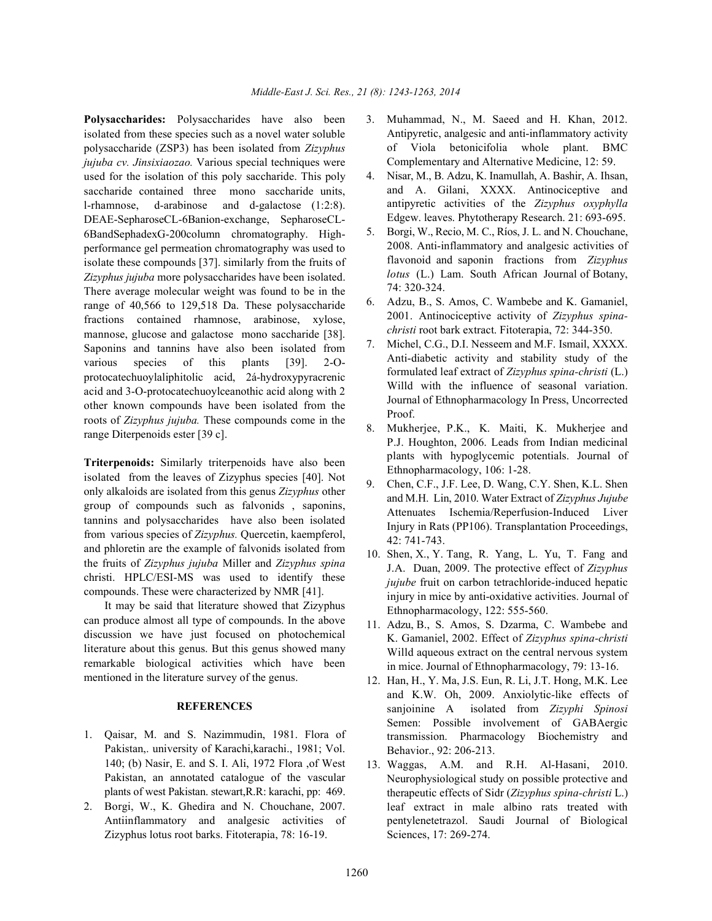**Polysaccharides:** Polysaccharides have also been isolated from these species such as a novel water soluble polysaccharide (ZSP3) has been isolated from *Zizyphus jujuba cv. Jinsixiaozao.* Various special techniques were used for the isolation of this poly saccharide. This poly saccharide contained three mono saccharide units, l-rhamnose, d-arabinose and d-galactose (1:2:8). DEAE-SepharoseCL-6Banion-exchange, SepharoseCL-6BandSephadexG-200column chromatography. High-performance gel permeation chromatography was used to isolate these compounds [37]. similarly from the fruits of *Zizyphus jujuba* more polysaccharides have been isolated. There average molecular weight was found to be in the range of 40,566 to 129,518 Da. These polysaccharide fractions contained rhamnose, arabinose, xylose, mannose, glucose and galactose mono saccharide [38]. Saponins and tannins have also been isolated from various species of this plants [39]. 2-O-protocatechuoylaliphitolic acid, 2á-hydroxypyracrenic acid and 3-O-protocatechuoylceanothic acid along with 2 other known compounds have been isolated from the roots of *Zizyphus jujuba.* These compounds come in the range Diterpenoids ester [39 c].

**Triterpenoids:** Similarly triterpenoids have also been isolated from the leaves of Zizyphus species [40]. Not only alkaloids are isolated from this genus *Zizyphus* other group of compounds such as falvonids , saponins, tannins and polysaccharides have also been isolated from various species of *Zizyphus.* Quercetin, kaempferol, and phloretin are the example of falvonids isolated from the fruits of *Zizyphus jujuba* Miller and *Zizyphus spina* christi. HPLC/ESI-MS was used to identify these compounds. These were characterized by NMR [41].

It may be said that literature showed that Zizyphus can produce almost all type of compounds. In the above discussion we have just focused on photochemical literature about this genus. But this genus showed many remarkable biological activities which have been mentioned in the literature survey of the genus.

## REFERENCES

1. Qaisar, M. and S. Nazimmudin, 1981. Flora of Pakistan,. university of Karachi,karachi., 1981; Vol. 140; (b) Nasir, E. and S. I. Ali, 1972 Flora ,of West Pakistan, an annotated catalogue of the vascular plants of west Pakistan. stewart,R.R: karachi, pp: 469.
2. Borgi, W., K. Ghedira and N. Chouchane, 2007. Antiinflammatory and analgesic activities of Zizyphus lotus root barks. Fitoterapia, 78: 16-19.
3. Muhammad, N., M. Saeed and H. Khan, 2012. Antipyretic, analgesic and anti-inflammatory activity of Viola betonicifolia whole plant. BMC Complementary and Alternative Medicine, 12: 59.
4. Nisar, M., B. Adzu, K. Inamullah, A. Bashir, A. Ihsan, and A. Gilani, XXXX. Antinociceptive and antipyretic activities of the *Zizyphus oxyphylla* Edgew. leaves. Phytotherapy Research. 21: 693-695.
5. Borgi, W., Recio, M. C., Ríos, J. L. and N. Chouchane, 2008. Anti-inflammatory and analgesic activities of flavonoid and saponin fractions from *Zizyphus lotus* (L.) Lam. South African Journal of Botany, 74: 320-324.
6. Adzu, B., S. Amos, C. Wambebe and K. Gamaniel, 2001. Antinociceptive activity of *Zizyphus spina-christi* root bark extract. Fitoterapia, 72: 344-350.
7. Michel, C.G., D.I. Nesseem and M.F. Ismail, XXXX. Anti-diabetic activity and stability study of the formulated leaf extract of *Zizyphus spina-christi* (L.) Willd with the influence of seasonal variation. Journal of Ethnopharmacology In Press, Uncorrected Proof.
8. Mukherjee, P.K., K. Maiti, K. Mukherjee and P.J. Houghton, 2006. Leads from Indian medicinal plants with hypoglycemic potentials. Journal of Ethnopharmacology, 106: 1-28.
9. Chen, C.F., J.F. Lee, D. Wang, C.Y. Shen, K.L. Shen and M.H. Lin, 2010. Water Extract of *Zizyphus Jujube* Attenuates Ischemia/Reperfusion-Induced Liver Injury in Rats (PP106). Transplantation Proceedings, 42: 741-743.
10. Shen, X., Y. Tang, R. Yang, L. Yu, T. Fang and J.A. Duan, 2009. The protective effect of *Zizyphus jujube* fruit on carbon tetrachloride-induced hepatic injury in mice by anti-oxidative activities. Journal of Ethnopharmacology, 122: 555-560.
11. Adzu, B., S. Amos, S. Dzarma, C. Wambebe and K. Gamaniel, 2002. Effect of *Zizyphus spina-christi* Willd aqueous extract on the central nervous system in mice. Journal of Ethnopharmacology, 79: 13-16.
12. Han, H., Y. Ma, J.S. Eun, R. Li, J.T. Hong, M.K. Lee and K.W. Oh, 2009. Anxiolytic-like effects of sanjoinine A isolated from *Zizyphi Spinosi* Semen: Possible involvement of GABAergic transmission. Pharmacology Biochemistry and Behavior., 92: 206-213.
13. Waggas, A.M. and R.H. Al-Hasani, 2010. Neurophysiological study on possible protective and therapeutic effects of Sidr (*Zizyphus spina-christi* L.) leaf extract in male albino rats treated with pentylenetetrazol. Saudi Journal of Biological Sciences, 17: 269-274.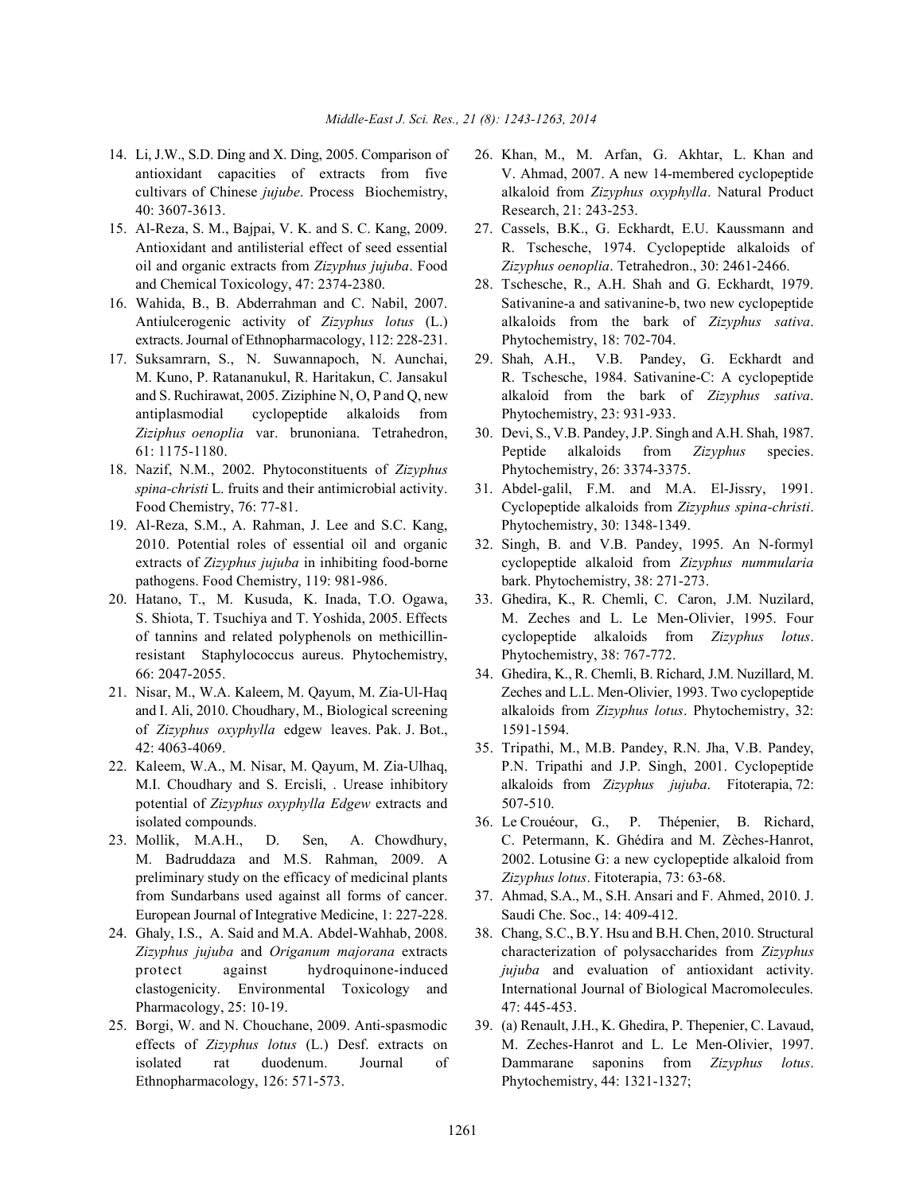14. Li, J.W., S.D. Ding and X. Ding, 2005. Comparison of antioxidant capacities of extracts from five cultivars of Chinese *jujube*. Process Biochemistry, 40: 3607-3613.
15. Al-Reza, S. M., Bajpai, V. K. and S. C. Kang, 2009. Antioxidant and antilisterial effect of seed essential oil and organic extracts from *Zizyphus jujuba*. Food and Chemical Toxicology, 47: 2374-2380.
16. Wahida, B., B. Abderrahman and C. Nabil, 2007. Antiulcerogenic activity of *Zizyphus lotus* (L.) extracts. Journal of Ethnopharmacology, 112: 228-231.
17. Suksamrarn, S., N. Suwannapoch, N. Aunchai, M. Kuno, P. Ratananukul, R. Haritakun, C. Jansakul and S. Ruchirawat, 2005. Ziziphine N, O, P and Q, new antiplasmodial cyclopeptide alkaloids from *Ziziphus oenoplia* var. brunoniana. Tetrahedron, 61: 1175-1180.
18. Nazif, N.M., 2002. Phytoconstituents of *Zizyphus spina-christi* L. fruits and their antimicrobial activity. Food Chemistry, 76: 77-81.
19. Al-Reza, S.M., A. Rahman, J. Lee and S.C. Kang, 2010. Potential roles of essential oil and organic extracts of *Zizyphus jujuba* in inhibiting food-borne pathogens. Food Chemistry, 119: 981-986.
20. Hatano, T., M. Kusuda, K. Inada, T.O. Ogawa, S. Shiota, T. Tsuchiya and T. Yoshida, 2005. Effects of tannins and related polyphenols on methicillin-resistant Staphylococcus aureus. Phytochemistry, 66: 2047-2055.
21. Nisar, M., W.A. Kaleem, M. Qayum, M. Zia-Ul-Haq and I. Ali, 2010. Choudhary, M., Biological screening of *Zizyphus oxyphylla* edgew leaves. Pak. J. Bot., 42: 4063-4069.
22. Kaleem, W.A., M. Nisar, M. Qayum, M. Zia-Ulhaq, M.I. Choudhary and S. Ercisli, . Urease inhibitory potential of *Zizyphus oxyphylla Edgew* extracts and isolated compounds.
23. Mollik, M.A.H., D. Sen, A. Chowdhury, M. Badruddaza and M.S. Rahman, 2009. A preliminary study on the efficacy of medicinal plants from Sundarbans used against all forms of cancer. European Journal of Integrative Medicine, 1: 227-228.
24. Ghaly, I.S., A. Said and M.A. Abdel-Wahhab, 2008. *Zizyphus jujuba* and *Origanum majorana* extracts protect against hydroquinone-induced clastogenicity. Environmental Toxicology and Pharmacology, 25: 10-19.
25. Borgi, W. and N. Chouchane, 2009. Anti-spasmodic effects of *Zizyphus lotus* (L.) Desf. extracts on isolated rat duodenum. Journal of Ethnopharmacology, 126: 571-573.
26. Khan, M., M. Arfan, G. Akhtar, L. Khan and V. Ahmad, 2007. A new 14-membered cyclopeptide alkaloid from *Zizyphus oxyphylla*. Natural Product Research, 21: 243-253.
27. Cassels, B.K., G. Eckhardt, E.U. Kaussmann and R. Tschesche, 1974. Cyclopeptide alkaloids of *Zizyphus oenoplia*. Tetrahedron., 30: 2461-2466.
28. Tschesche, R., A.H. Shah and G. Eckhardt, 1979. Sativanine-a and sativanine-b, two new cyclopeptide alkaloids from the bark of *Zizyphus sativa*. Phytochemistry, 18: 702-704.
29. Shah, A.H., V.B. Pandey, G. Eckhardt and R. Tschesche, 1984. Sativanine-C: A cyclopeptide alkaloid from the bark of *Zizyphus sativa*. Phytochemistry, 23: 931-933.
30. Devi, S., V.B. Pandey, J.P. Singh and A.H. Shah, 1987. Peptide alkaloids from *Zizyphus* species. Phytochemistry, 26: 3374-3375.
31. Abdel-galil, F.M. and M.A. El-Jissry, 1991. Cyclopeptide alkaloids from *Zizyphus spina-christi*. Phytochemistry, 30: 1348-1349.
32. Singh, B. and V.B. Pandey, 1995. An N-formyl cyclopeptide alkaloid from *Zizyphus nummularia* bark. Phytochemistry, 38: 271-273.
33. Ghedira, K., R. Chemli, C. Caron, J.M. Nuzilard, M. Zeches and L. Le Men-Olivier, 1995. Four cyclopeptide alkaloids from *Zizyphus lotus*. Phytochemistry, 38: 767-772.
34. Ghedira, K., R. Chemli, B. Richard, J.M. Nuzillard, M. Zeches and L.L. Men-Olivier, 1993. Two cyclopeptide alkaloids from *Zizyphus lotus*. Phytochemistry, 32: 1591-1594.
35. Tripathi, M., M.B. Pandey, R.N. Jha, V.B. Pandey, P.N. Tripathi and J.P. Singh, 2001. Cyclopeptide alkaloids from *Zizyphus jujuba*. Fitoterapia, 72: 507-510.
36. Le Crouéour, G., P. Thépenier, B. Richard, C. Petermann, K. Ghédira and M. Zèches-Hanrot, 2002. Lotusine G: a new cyclopeptide alkaloid from *Zizyphus lotus*. Fitoterapia, 73: 63-68.
37. Ahmad, S.A., M., S.H. Ansari and F. Ahmed, 2010. J. Saudi Che. Soc., 14: 409-412.
38. Chang, S.C., B.Y. Hsu and B.H. Chen, 2010. Structural characterization of polysaccharides from *Zizyphus jujuba* and evaluation of antioxidant activity. International Journal of Biological Macromolecules. 47: 445-453.
39. (a) Renault, J.H., K. Ghedira, P. Thepenier, C. Lavaud, M. Zeches-Hanrot and L. Le Men-Olivier, 1997. Dammarane saponins from *Zizyphus lotus*. Phytochemistry, 44: 1321-1327;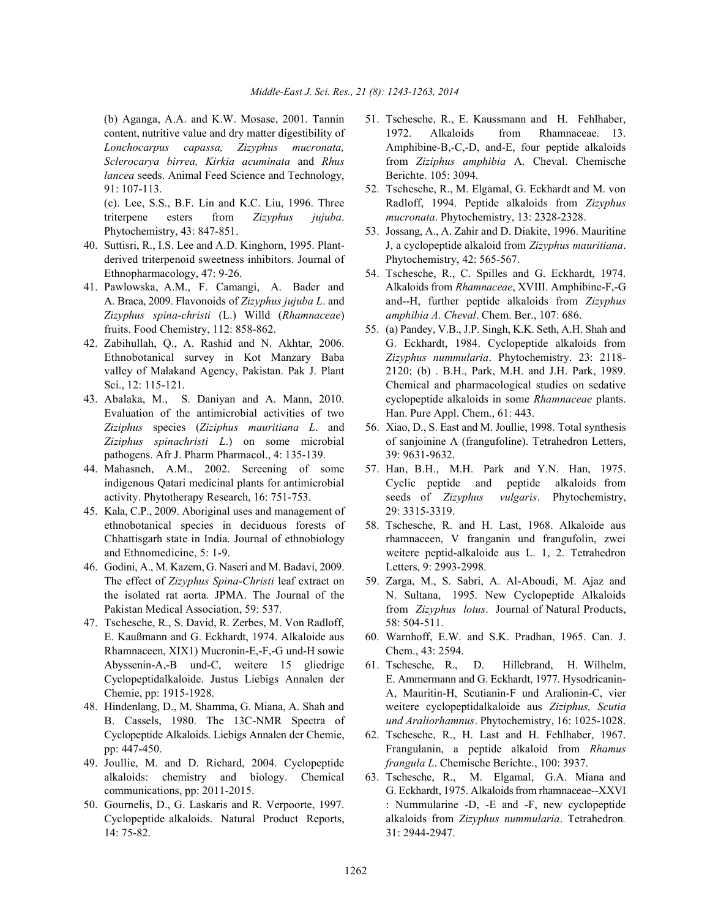(b) Aganga, A.A. and K.W. Mosase, 2001. Tannin content, nutritive value and dry matter digestibility of *Lonchocarpus capassa, Zizyphus mucronata, Sclerocarya birrea, Kirkia acuminata* and *Rhus lancea* seeds. Animal Feed Science and Technology, 91: 107-113.

(c). Lee, S.S., B.F. Lin and K.C. Liu, 1996. Three triterpene esters from *Zizyphus jujuba*. Phytochemistry, 43: 847-851.

40. Suttisri, R., I.S. Lee and A.D. Kinghorn, 1995. Plant-derived triterpenoid sweetness inhibitors. Journal of Ethnopharmacology, 47: 9-26.
41. Pawlowska, A.M., F. Camangi, A. Bader and A. Braca, 2009. Flavonoids of *Zizyphus jujuba L*. and *Zizyphus spina-christi* (L.) Willd (*Rhamnaceae*) fruits. Food Chemistry, 112: 858-862.
42. Zabihullah, Q., A. Rashid and N. Akhtar, 2006. Ethnobotanical survey in Kot Manzary Baba valley of Malakand Agency, Pakistan. Pak J. Plant Sci., 12: 115-121.
43. Abalaka, M., S. Daniyan and A. Mann, 2010. Evaluation of the antimicrobial activities of two *Ziziphus* species (*Ziziphus mauritiana L*. and *Ziziphus spinachristi L*.) on some microbial pathogens. Afr J. Pharm Pharmacol., 4: 135-139.
44. Mahasneh, A.M., 2002. Screening of some indigenous Qatari medicinal plants for antimicrobial activity. Phytotherapy Research, 16: 751-753.
45. Kala, C.P., 2009. Aboriginal uses and management of ethnobotanical species in deciduous forests of Chhattisgarh state in India. Journal of ethnobiology and Ethnomedicine, 5: 1-9.
46. Godini, A., M. Kazem, G. Naseri and M. Badavi, 2009. The effect of *Zizyphus Spina-Christi* leaf extract on the isolated rat aorta. JPMA. The Journal of the Pakistan Medical Association, 59: 537.
47. Tschesche, R., S. David, R. Zerbes, M. Von Radloff, E. Kaußmann and G. Eckhardt, 1974. Alkaloide aus Rhamnaceen, XIX1) Mucronin-E,-F,-G und-H sowie Abyssenin-A,-B und-C, weitere 15 gliedrige Cyclopeptidalkaloide. Justus Liebigs Annalen der Chemie, pp: 1915-1928.
48. Hindenlang, D., M. Shamma, G. Miana, A. Shah and B. Cassels, 1980. The 13C-NMR Spectra of Cyclopeptide Alkaloids. Liebigs Annalen der Chemie, pp: 447-450.
49. Joullie, M. and D. Richard, 2004. Cyclopeptide alkaloids: chemistry and biology. Chemical communications, pp: 2011-2015.
50. Gournelis, D., G. Laskaris and R. Verpoorte, 1997. Cyclopeptide alkaloids. Natural Product Reports, 14: 75-82.
51. Tschesche, R., E. Kaussmann and H. Fehlhaber, 1972. Alkaloids from Rhamnaceae. 13. Amphibine-B,-C,-D, and-E, four peptide alkaloids from *Ziziphus amphibia* A. Cheval. Chemische Berichte. 105: 3094.
52. Tschesche, R., M. Elgamal, G. Eckhardt and M. von Radloff, 1994. Peptide alkaloids from *Zizyphus mucronata*. Phytochemistry, 13: 2328-2328.
53. Jossang, A., A. Zahir and D. Diakite, 1996. Mauritine J, a cyclopeptide alkaloid from *Zizyphus mauritiana*. Phytochemistry, 42: 565-567.
54. Tschesche, R., C. Spilles and G. Eckhardt, 1974. Alkaloids from *Rhamnaceae*, XVIII. Amphibine-F,-G and--H, further peptide alkaloids from *Zizyphus amphibia A. Cheval*. Chem. Ber., 107: 686.
55. (a) Pandey, V.B., J.P. Singh, K.K. Seth, A.H. Shah and G. Eckhardt, 1984. Cyclopeptide alkaloids from *Zizyphus nummularia*. Phytochemistry. 23: 2118-2120; (b) . B.H., Park, M.H. and J.H. Park, 1989. Chemical and pharmacological studies on sedative cyclopeptide alkaloids in some *Rhamnaceae* plants. Han. Pure Appl. Chem., 61: 443.
56. Xiao, D., S. East and M. Joullie, 1998. Total synthesis of sanjoinine A (frangufoline). Tetrahedron Letters, 39: 9631-9632.
57. Han, B.H., M.H. Park and Y.N. Han, 1975. Cyclic peptide and peptide alkaloids from seeds of *Zizyphus vulgaris*. Phytochemistry, 29: 3315-3319.
58. Tschesche, R. and H. Last, 1968. Alkaloide aus rhamnaceen, V franganin und frangufolin, zwei weitere peptid-alkaloide aus L. 1, 2. Tetrahedron Letters, 9: 2993-2998.
59. Zarga, M., S. Sabri, A. Al-Aboudi, M. Ajaz and N. Sultana, 1995. New Cyclopeptide Alkaloids from *Zizyphus lotus*. Journal of Natural Products, 58: 504-511.
60. Warnhoff, E.W. and S.K. Pradhan, 1965. Can. J. Chem., 43: 2594.
61. Tschesche, R., D. Hillebrand, H. Wilhelm, E. Ammermann and G. Eckhardt, 1977. Hysodricanin-A, Mauritin-H, Scutianin-F und Aralionin-C, vier weitere cyclopeptidalkaloide aus *Ziziphus, Scutia und Araliorhamnus*. Phytochemistry, 16: 1025-1028.
62. Tschesche, R., H. Last and H. Fehlhaber, 1967. Frangulanin, a peptide alkaloid from *Rhamus frangula L*. Chemische Berichte., 100: 3937.
63. Tschesche, R., M. Elgamal, G.A. Miana and G. Eckhardt, 1975. Alkaloids from rhamnaceae--XXVI : Nummularine -D, -E and -F, new cyclopeptide alkaloids from *Zizyphus nummularia*. Tetrahedron. 31: 2944-2947.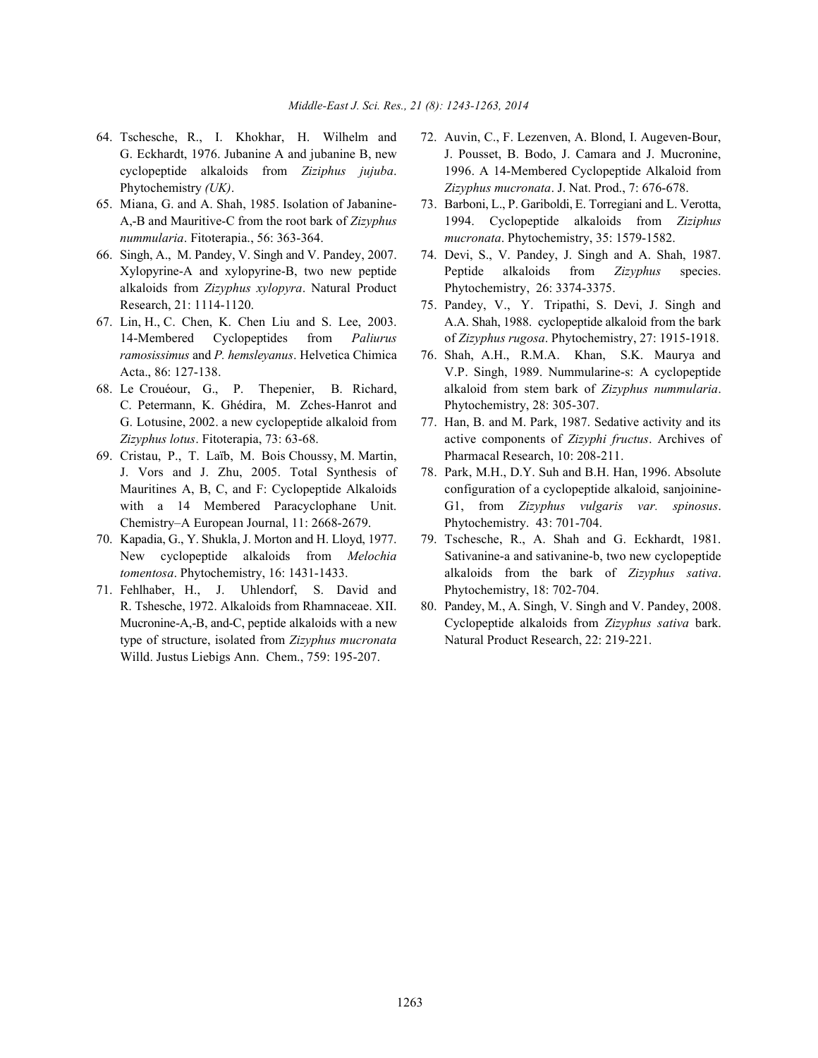64. Tschesche, R., I. Khokhar, H. Wilhelm and G. Eckhardt, 1976. Jubanine A and jubanine B, new cyclopeptide alkaloids from *Ziziphus jujuba*. Phytochemistry *(UK)*.
65. Miana, G. and A. Shah, 1985. Isolation of Jabanine-A,-B and Mauritive-C from the root bark of *Zizyphus nummularia*. Fitoterapia., 56: 363-364.
66. Singh, A., M. Pandey, V. Singh and V. Pandey, 2007. Xylopyrine-A and xylopyrine-B, two new peptide alkaloids from *Zizyphus xylopyra*. Natural Product Research, 21: 1114-1120.
67. Lin, H., C. Chen, K. Chen Liu and S. Lee, 2003. 14-Membered Cyclopeptides from *Paliurus ramosissimus* and *P. hemsleyanus*. Helvetica Chimica Acta., 86: 127-138.
68. Le Crouéour, G., P. Thepenier, B. Richard, C. Petermann, K. Ghédira, M. Zches-Hanrot and G. Lotusine, 2002. a new cyclopeptide alkaloid from *Zizyphus lotus*. Fitoterapia, 73: 63-68.
69. Cristau, P., T. Laïb, M. Bois Choussy, M. Martin, J. Vors and J. Zhu, 2005. Total Synthesis of Mauritines A, B, C, and F: Cyclopeptide Alkaloids with a 14 Membered Paracyclophane Unit. Chemistry–A European Journal, 11: 2668-2679.
70. Kapadia, G., Y. Shukla, J. Morton and H. Lloyd, 1977. New cyclopeptide alkaloids from *Melochia tomentosa*. Phytochemistry, 16: 1431-1433.
71. Fehlhaber, H., J. Uhlendorf, S. David and R. Tshesche, 1972. Alkaloids from Rhamnaceae. XII. Mucronine-A,-B, and-C, peptide alkaloids with a new type of structure, isolated from *Zizyphus mucronata* Willd. Justus Liebigs Ann. Chem., 759: 195-207.
72. Auvin, C., F. Lezenven, A. Blond, I. Augeven-Bour, J. Pousset, B. Bodo, J. Camara and J. Mucronine, 1996. A 14-Membered Cyclopeptide Alkaloid from *Zizyphus mucronata*. J. Nat. Prod., 7: 676-678.
73. Barboni, L., P. Gariboldi, E. Torregiani and L. Verotta, 1994. Cyclopeptide alkaloids from *Ziziphus mucronata*. Phytochemistry, 35: 1579-1582.
74. Devi, S., V. Pandey, J. Singh and A. Shah, 1987. Peptide alkaloids from *Zizyphus* species. Phytochemistry, 26: 3374-3375.
75. Pandey, V., Y. Tripathi, S. Devi, J. Singh and A.A. Shah, 1988. cyclopeptide alkaloid from the bark of *Zizyphus rugosa*. Phytochemistry, 27: 1915-1918.
76. Shah, A.H., R.M.A. Khan, S.K. Maurya and V.P. Singh, 1989. Nummularine-s: A cyclopeptide alkaloid from stem bark of *Zizyphus nummularia*. Phytochemistry, 28: 305-307.
77. Han, B. and M. Park, 1987. Sedative activity and its active components of *Zizyphi fructus*. Archives of Pharmacal Research, 10: 208-211.
78. Park, M.H., D.Y. Suh and B.H. Han, 1996. Absolute configuration of a cyclopeptide alkaloid, sanjoinine-G1, from *Zizyphus vulgaris var. spinosus*. Phytochemistry. 43: 701-704.
79. Tschesche, R., A. Shah and G. Eckhardt, 1981. Sativanine-a and sativanine-b, two new cyclopeptide alkaloids from the bark of *Zizyphus sativa*. Phytochemistry, 18: 702-704.
80. Pandey, M., A. Singh, V. Singh and V. Pandey, 2008. Cyclopeptide alkaloids from *Zizyphus sativa* bark. Natural Product Research, 22: 219-221.